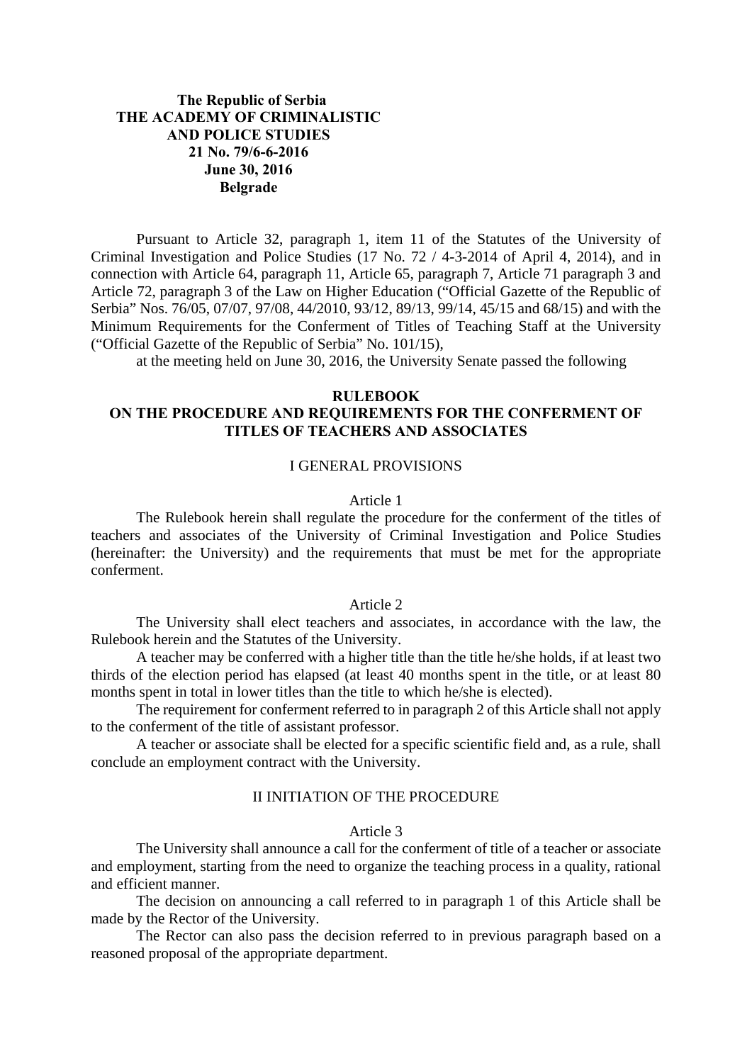**The Republic of Serbia**
**THE ACADEMY OF CRIMINALISTIC AND POLICE STUDIES**
**21 No. 79/6-6-2016**
**June 30, 2016**
**Belgrade**

Pursuant to Article 32, paragraph 1, item 11 of the Statutes of the University of Criminal Investigation and Police Studies (17 No. 72 / 4-3-2014 of April 4, 2014), and in connection with Article 64, paragraph 11, Article 65, paragraph 7, Article 71 paragraph 3 and Article 72, paragraph 3 of the Law on Higher Education ("Official Gazette of the Republic of Serbia" Nos. 76/05, 07/07, 97/08, 44/2010, 93/12, 89/13, 99/14, 45/15 and 68/15) and with the Minimum Requirements for the Conferment of Titles of Teaching Staff at the University ("Official Gazette of the Republic of Serbia" No. 101/15),

at the meeting held on June 30, 2016, the University Senate passed the following

# RULEBOOK
# ON THE PROCEDURE AND REQUIREMENTS FOR THE CONFERMENT OF TITLES OF TEACHERS AND ASSOCIATES

## I GENERAL PROVISIONS

### Article 1

The Rulebook herein shall regulate the procedure for the conferment of the titles of teachers and associates of the University of Criminal Investigation and Police Studies (hereinafter: the University) and the requirements that must be met for the appropriate conferment.

### Article 2

The University shall elect teachers and associates, in accordance with the law, the Rulebook herein and the Statutes of the University.

A teacher may be conferred with a higher title than the title he/she holds, if at least two thirds of the election period has elapsed (at least 40 months spent in the title, or at least 80 months spent in total in lower titles than the title to which he/she is elected).

The requirement for conferment referred to in paragraph 2 of this Article shall not apply to the conferment of the title of assistant professor.

A teacher or associate shall be elected for a specific scientific field and, as a rule, shall conclude an employment contract with the University.

## II INITIATION OF THE PROCEDURE

### Article 3

The University shall announce a call for the conferment of title of a teacher or associate and employment, starting from the need to organize the teaching process in a quality, rational and efficient manner.

The decision on announcing a call referred to in paragraph 1 of this Article shall be made by the Rector of the University.

The Rector can also pass the decision referred to in previous paragraph based on a reasoned proposal of the appropriate department.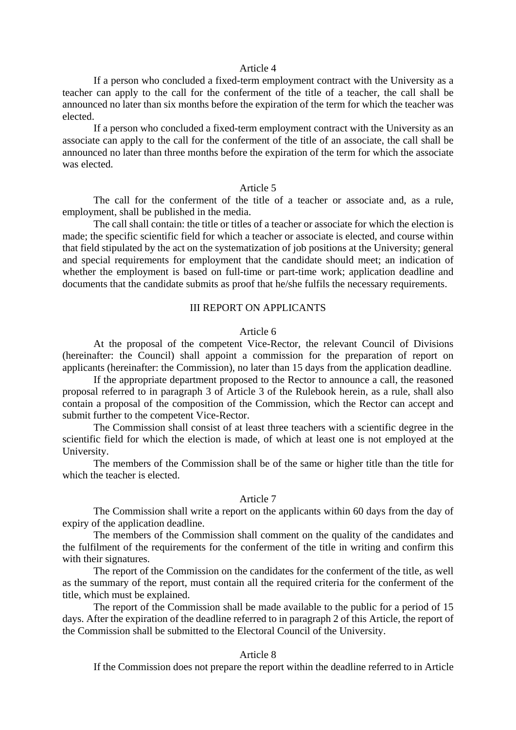### Article 4

If a person who concluded a fixed-term employment contract with the University as a teacher can apply to the call for the conferment of the title of a teacher, the call shall be announced no later than six months before the expiration of the term for which the teacher was elected.

If a person who concluded a fixed-term employment contract with the University as an associate can apply to the call for the conferment of the title of an associate, the call shall be announced no later than three months before the expiration of the term for which the associate was elected.

### Article 5

The call for the conferment of the title of a teacher or associate and, as a rule, employment, shall be published in the media.

The call shall contain: the title or titles of a teacher or associate for which the election is made; the specific scientific field for which a teacher or associate is elected, and course within that field stipulated by the act on the systematization of job positions at the University; general and special requirements for employment that the candidate should meet; an indication of whether the employment is based on full-time or part-time work; application deadline and documents that the candidate submits as proof that he/she fulfils the necessary requirements.

## III REPORT ON APPLICANTS

### Article 6

At the proposal of the competent Vice-Rector, the relevant Council of Divisions (hereinafter: the Council) shall appoint a commission for the preparation of report on applicants (hereinafter: the Commission), no later than 15 days from the application deadline.

If the appropriate department proposed to the Rector to announce a call, the reasoned proposal referred to in paragraph 3 of Article 3 of the Rulebook herein, as a rule, shall also contain a proposal of the composition of the Commission, which the Rector can accept and submit further to the competent Vice-Rector.

The Commission shall consist of at least three teachers with a scientific degree in the scientific field for which the election is made, of which at least one is not employed at the University.

The members of the Commission shall be of the same or higher title than the title for which the teacher is elected.

### Article 7

The Commission shall write a report on the applicants within 60 days from the day of expiry of the application deadline.

The members of the Commission shall comment on the quality of the candidates and the fulfilment of the requirements for the conferment of the title in writing and confirm this with their signatures.

The report of the Commission on the candidates for the conferment of the title, as well as the summary of the report, must contain all the required criteria for the conferment of the title, which must be explained.

The report of the Commission shall be made available to the public for a period of 15 days. After the expiration of the deadline referred to in paragraph 2 of this Article, the report of the Commission shall be submitted to the Electoral Council of the University.

### Article 8

If the Commission does not prepare the report within the deadline referred to in Article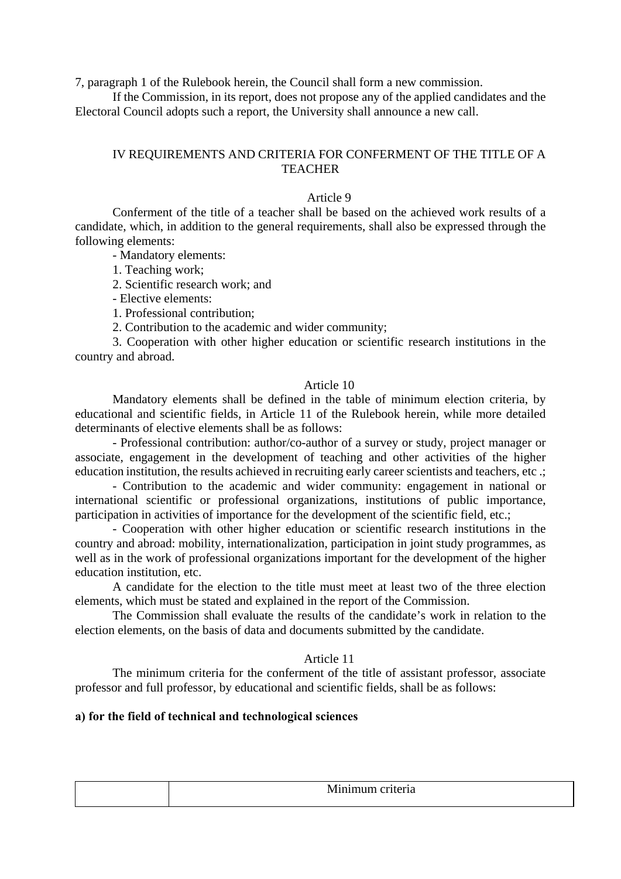7, paragraph 1 of the Rulebook herein, the Council shall form a new commission.

If the Commission, in its report, does not propose any of the applied candidates and the Electoral Council adopts such a report, the University shall announce a new call.

## IV REQUIREMENTS AND CRITERIA FOR CONFERMENT OF THE TITLE OF A TEACHER

### Article 9

Conferment of the title of a teacher shall be based on the achieved work results of a candidate, which, in addition to the general requirements, shall also be expressed through the following elements:

- Mandatory elements:

1. Teaching work;
2. Scientific research work; and

- Elective elements:

1. Professional contribution;
2. Contribution to the academic and wider community;
3. Cooperation with other higher education or scientific research institutions in the country and abroad.

### Article 10

Mandatory elements shall be defined in the table of minimum election criteria, by educational and scientific fields, in Article 11 of the Rulebook herein, while more detailed determinants of elective elements shall be as follows:

- Professional contribution: author/co-author of a survey or study, project manager or associate, engagement in the development of teaching and other activities of the higher education institution, the results achieved in recruiting early career scientists and teachers, etc .;

- Contribution to the academic and wider community: engagement in national or international scientific or professional organizations, institutions of public importance, participation in activities of importance for the development of the scientific field, etc.;

- Cooperation with other higher education or scientific research institutions in the country and abroad: mobility, internationalization, participation in joint study programmes, as well as in the work of professional organizations important for the development of the higher education institution, etc.

A candidate for the election to the title must meet at least two of the three election elements, which must be stated and explained in the report of the Commission.

The Commission shall evaluate the results of the candidate's work in relation to the election elements, on the basis of data and documents submitted by the candidate.

### Article 11

The minimum criteria for the conferment of the title of assistant professor, associate professor and full professor, by educational and scientific fields, shall be as follows:

**a) for the field of technical and technological sciences**

| | Minimum criteria |
|---|---|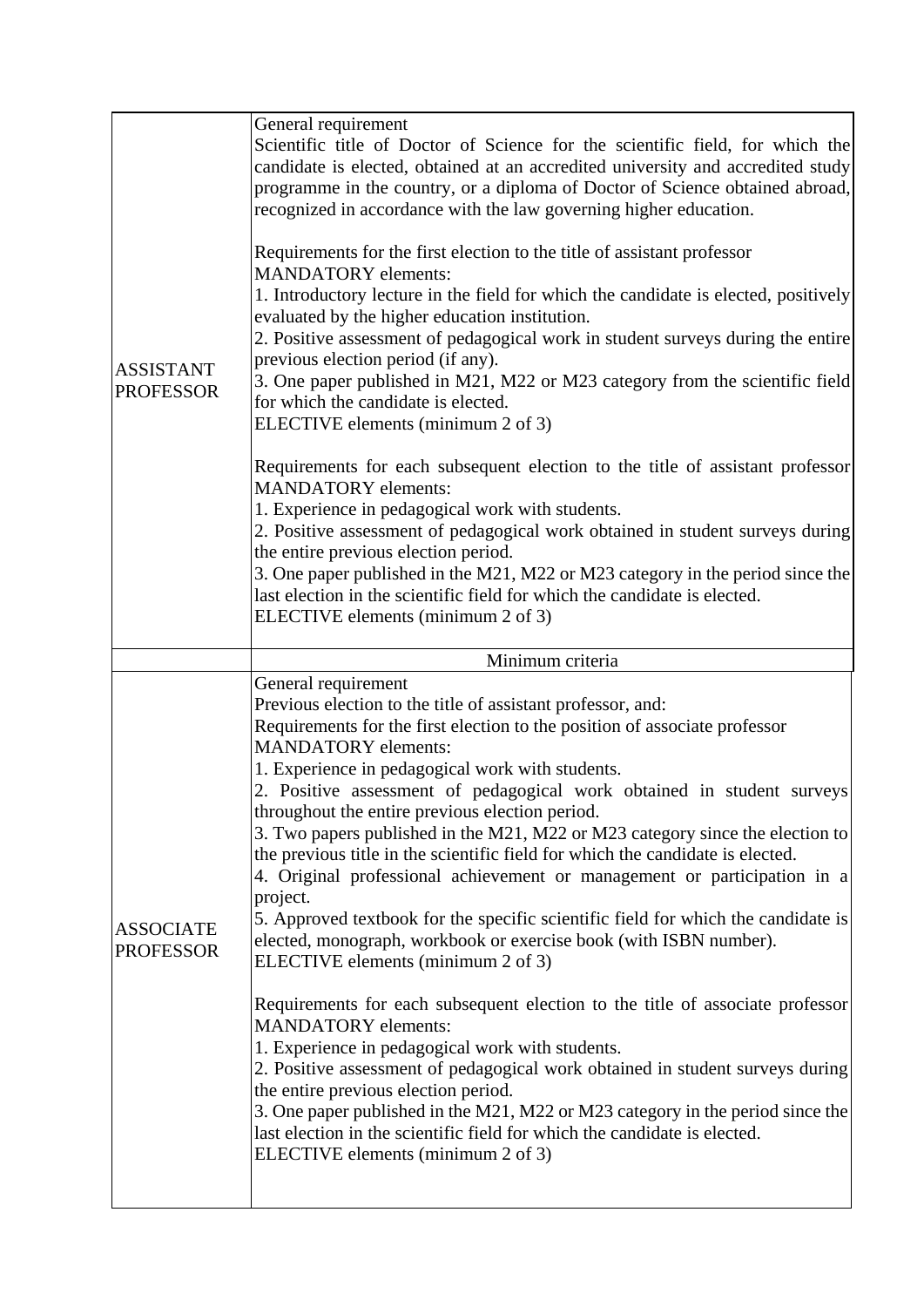| | |
|---|---|
| ASSISTANT PROFESSOR | General requirement<br>Scientific title of Doctor of Science for the scientific field, for which the candidate is elected, obtained at an accredited university and accredited study programme in the country, or a diploma of Doctor of Science obtained abroad, recognized in accordance with the law governing higher education.<br><br>Requirements for the first election to the title of assistant professor<br>MANDATORY elements:<br>1. Introductory lecture in the field for which the candidate is elected, positively evaluated by the higher education institution.<br>2. Positive assessment of pedagogical work in student surveys during the entire previous election period (if any).<br>3. One paper published in M21, M22 or M23 category from the scientific field for which the candidate is elected.<br>ELECTIVE elements (minimum 2 of 3)<br><br>Requirements for each subsequent election to the title of assistant professor<br>MANDATORY elements:<br>1. Experience in pedagogical work with students.<br>2. Positive assessment of pedagogical work obtained in student surveys during the entire previous election period.<br>3. One paper published in the M21, M22 or M23 category in the period since the last election in the scientific field for which the candidate is elected.<br>ELECTIVE elements (minimum 2 of 3) |
| | Minimum criteria |
| ASSOCIATE PROFESSOR | General requirement<br>Previous election to the title of assistant professor, and:<br>Requirements for the first election to the position of associate professor<br>MANDATORY elements:<br>1. Experience in pedagogical work with students.<br>2. Positive assessment of pedagogical work obtained in student surveys throughout the entire previous election period.<br>3. Two papers published in the M21, M22 or M23 category since the election to the previous title in the scientific field for which the candidate is elected.<br>4. Original professional achievement or management or participation in a project.<br>5. Approved textbook for the specific scientific field for which the candidate is elected, monograph, workbook or exercise book (with ISBN number).<br>ELECTIVE elements (minimum 2 of 3)<br><br>Requirements for each subsequent election to the title of associate professor<br>MANDATORY elements:<br>1. Experience in pedagogical work with students.<br>2. Positive assessment of pedagogical work obtained in student surveys during the entire previous election period.<br>3. One paper published in the M21, M22 or M23 category in the period since the last election in the scientific field for which the candidate is elected.<br>ELECTIVE elements (minimum 2 of 3) |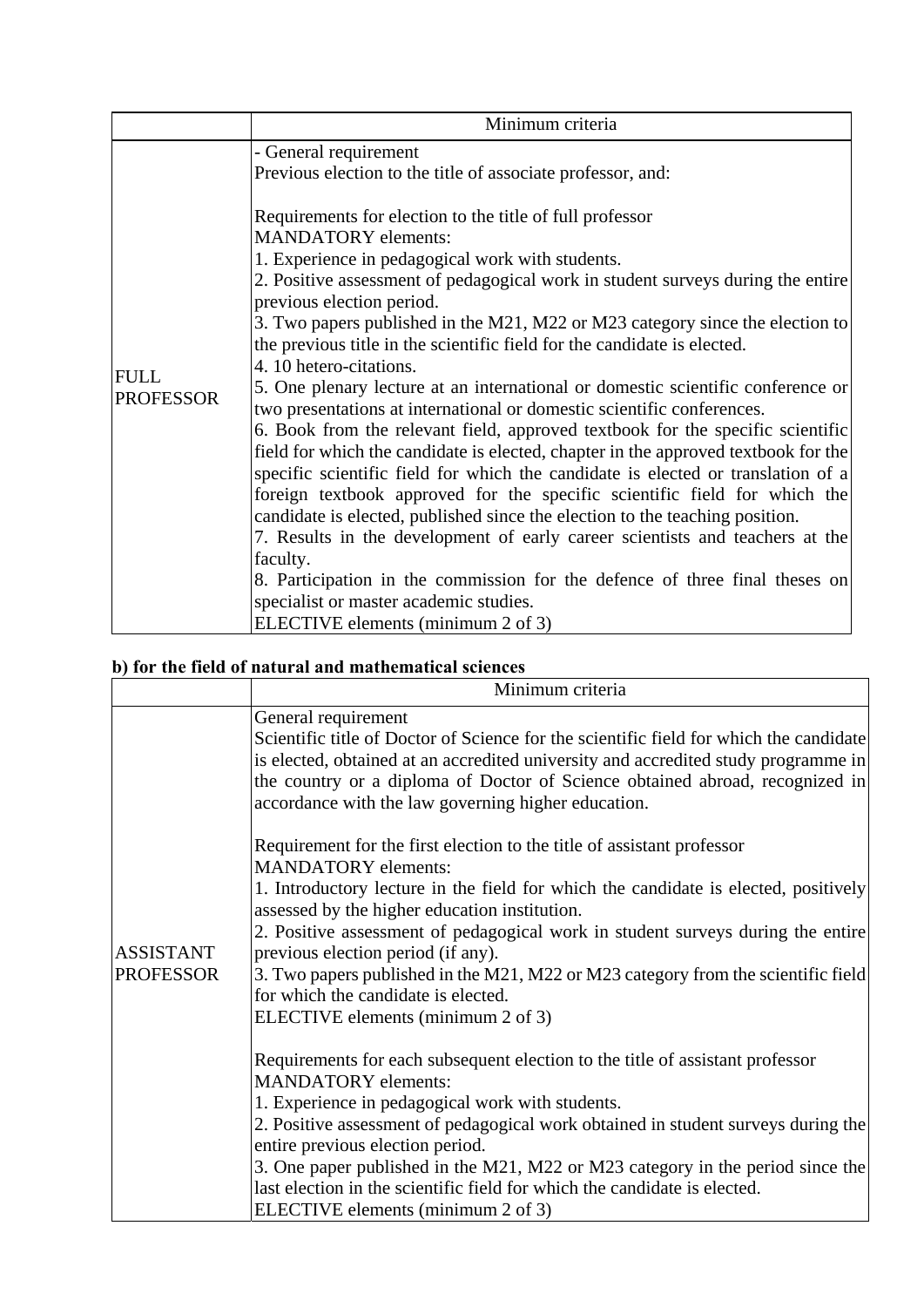| | Minimum criteria |
|---|---|
| FULL PROFESSOR | - General requirement<br>Previous election to the title of associate professor, and:<br><br>Requirements for election to the title of full professor<br>MANDATORY elements:<br>1. Experience in pedagogical work with students.<br>2. Positive assessment of pedagogical work in student surveys during the entire previous election period.<br>3. Two papers published in the M21, M22 or M23 category since the election to the previous title in the scientific field for the candidate is elected.<br>4. 10 hetero-citations.<br>5. One plenary lecture at an international or domestic scientific conference or two presentations at international or domestic scientific conferences.<br>6. Book from the relevant field, approved textbook for the specific scientific field for which the candidate is elected, chapter in the approved textbook for the specific scientific field for which the candidate is elected or translation of a foreign textbook approved for the specific scientific field for which the candidate is elected, published since the election to the teaching position.<br>7. Results in the development of early career scientists and teachers at the faculty.<br>8. Participation in the commission for the defence of three final theses on specialist or master academic studies.<br>ELECTIVE elements (minimum 2 of 3) |

**b) for the field of natural and mathematical sciences**

| | Minimum criteria |
|---|---|
| ASSISTANT PROFESSOR | General requirement<br>Scientific title of Doctor of Science for the scientific field for which the candidate is elected, obtained at an accredited university and accredited study programme in the country or a diploma of Doctor of Science obtained abroad, recognized in accordance with the law governing higher education.<br><br>Requirement for the first election to the title of assistant professor<br>MANDATORY elements:<br>1. Introductory lecture in the field for which the candidate is elected, positively assessed by the higher education institution.<br>2. Positive assessment of pedagogical work in student surveys during the entire previous election period (if any).<br>3. Two papers published in the M21, M22 or M23 category from the scientific field for which the candidate is elected.<br>ELECTIVE elements (minimum 2 of 3)<br><br>Requirements for each subsequent election to the title of assistant professor<br>MANDATORY elements:<br>1. Experience in pedagogical work with students.<br>2. Positive assessment of pedagogical work obtained in student surveys during the entire previous election period.<br>3. One paper published in the M21, M22 or M23 category in the period since the last election in the scientific field for which the candidate is elected.<br>ELECTIVE elements (minimum 2 of 3) |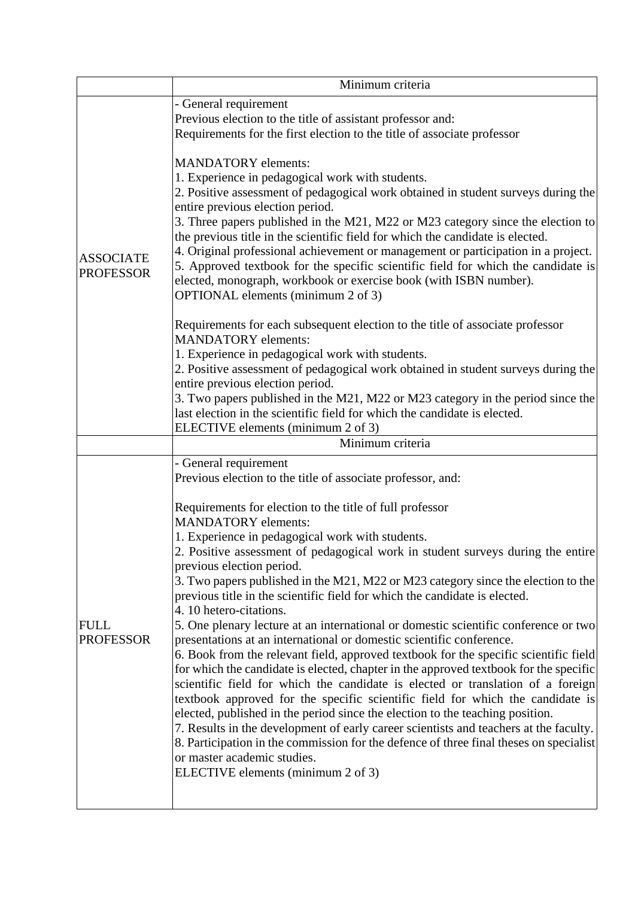| | Minimum criteria |
|---|---|
| ASSOCIATE PROFESSOR | - General requirement<br>Previous election to the title of assistant professor and:<br>Requirements for the first election to the title of associate professor<br><br>MANDATORY elements:<br>1. Experience in pedagogical work with students.<br>2. Positive assessment of pedagogical work obtained in student surveys during the entire previous election period.<br>3. Three papers published in the M21, M22 or M23 category since the election to the previous title in the scientific field for which the candidate is elected.<br>4. Original professional achievement or management or participation in a project.<br>5. Approved textbook for the specific scientific field for which the candidate is elected, monograph, workbook or exercise book (with ISBN number).<br>OPTIONAL elements (minimum 2 of 3)<br><br>Requirements for each subsequent election to the title of associate professor<br>MANDATORY elements:<br>1. Experience in pedagogical work with students.<br>2. Positive assessment of pedagogical work obtained in student surveys during the entire previous election period.<br>3. Two papers published in the M21, M22 or M23 category in the period since the last election in the scientific field for which the candidate is elected.<br>ELECTIVE elements (minimum 2 of 3) |
| | Minimum criteria |
| FULL PROFESSOR | - General requirement<br>Previous election to the title of associate professor, and:<br><br>Requirements for election to the title of full professor<br>MANDATORY elements:<br>1. Experience in pedagogical work with students.<br>2. Positive assessment of pedagogical work in student surveys during the entire previous election period.<br>3. Two papers published in the M21, M22 or M23 category since the election to the previous title in the scientific field for which the candidate is elected.<br>4. 10 hetero-citations.<br>5. One plenary lecture at an international or domestic scientific conference or two presentations at an international or domestic scientific conference.<br>6. Book from the relevant field, approved textbook for the specific scientific field for which the candidate is elected, chapter in the approved textbook for the specific scientific field for which the candidate is elected or translation of a foreign textbook approved for the specific scientific field for which the candidate is elected, published in the period since the election to the teaching position.<br>7. Results in the development of early career scientists and teachers at the faculty.<br>8. Participation in the commission for the defence of three final theses on specialist or master academic studies.<br>ELECTIVE elements (minimum 2 of 3) |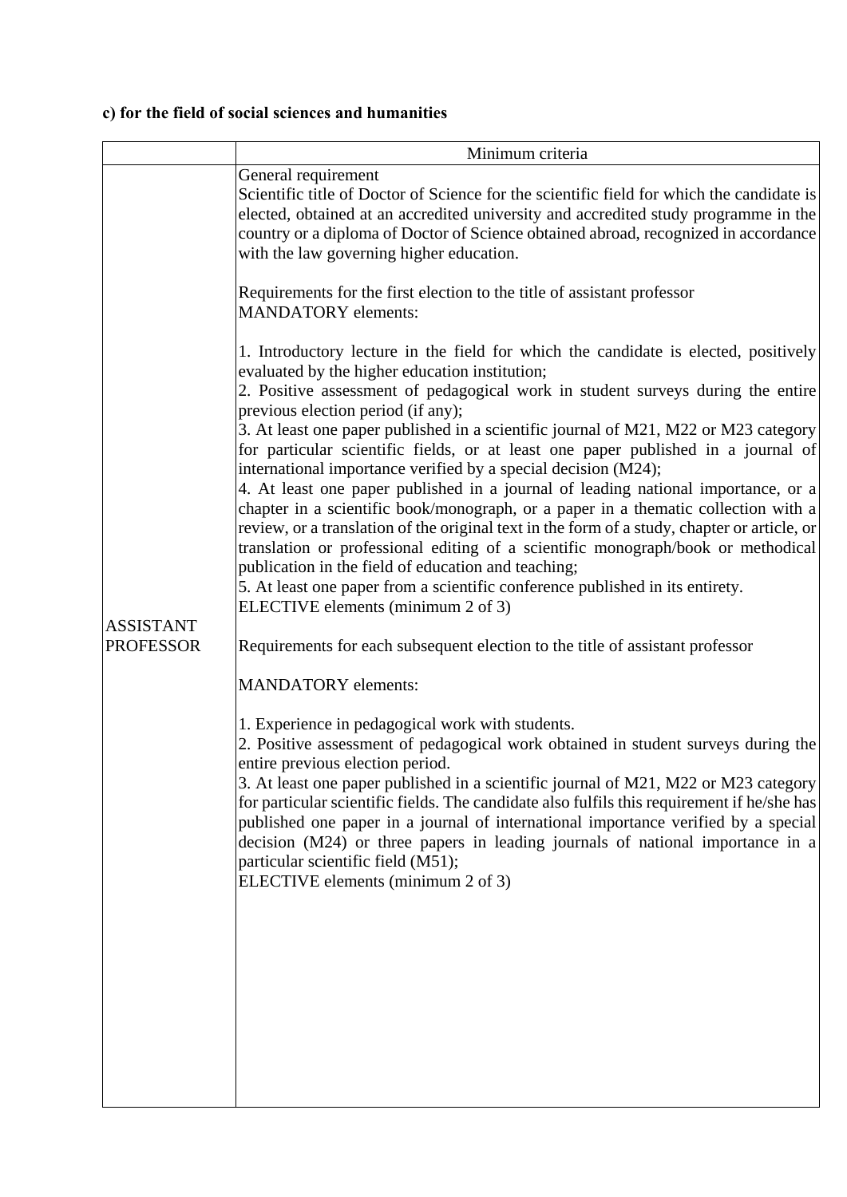**c) for the field of social sciences and humanities**

| | Minimum criteria |
|---|---|
| ASSISTANT PROFESSOR | General requirement<br>Scientific title of Doctor of Science for the scientific field for which the candidate is elected, obtained at an accredited university and accredited study programme in the country or a diploma of Doctor of Science obtained abroad, recognized in accordance with the law governing higher education.<br><br>Requirements for the first election to the title of assistant professor<br>MANDATORY elements:<br><br>1. Introductory lecture in the field for which the candidate is elected, positively evaluated by the higher education institution;<br>2. Positive assessment of pedagogical work in student surveys during the entire previous election period (if any);<br>3. At least one paper published in a scientific journal of M21, M22 or M23 category for particular scientific fields, or at least one paper published in a journal of international importance verified by a special decision (M24);<br>4. At least one paper published in a journal of leading national importance, or a chapter in a scientific book/monograph, or a paper in a thematic collection with a review, or a translation of the original text in the form of a study, chapter or article, or translation or professional editing of a scientific monograph/book or methodical publication in the field of education and teaching;<br>5. At least one paper from a scientific conference published in its entirety.<br>ELECTIVE elements (minimum 2 of 3)<br><br>Requirements for each subsequent election to the title of assistant professor<br><br>MANDATORY elements:<br><br>1. Experience in pedagogical work with students.<br>2. Positive assessment of pedagogical work obtained in student surveys during the entire previous election period.<br>3. At least one paper published in a scientific journal of M21, M22 or M23 category for particular scientific fields. The candidate also fulfils this requirement if he/she has published one paper in a journal of international importance verified by a special decision (M24) or three papers in leading journals of national importance in a particular scientific field (M51);<br>ELECTIVE elements (minimum 2 of 3) |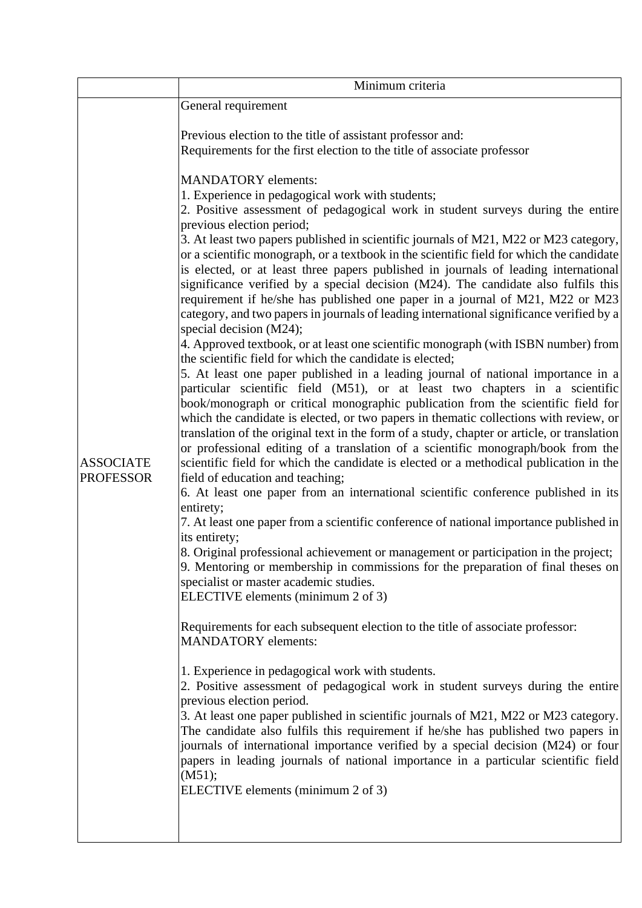| | Minimum criteria |
|---|---|
| ASSOCIATE PROFESSOR | General requirement<br><br>Previous election to the title of assistant professor and:<br>Requirements for the first election to the title of associate professor<br><br>MANDATORY elements:<br>1. Experience in pedagogical work with students;<br>2. Positive assessment of pedagogical work in student surveys during the entire previous election period;<br>3. At least two papers published in scientific journals of M21, M22 or M23 category, or a scientific monograph, or a textbook in the scientific field for which the candidate is elected, or at least three papers published in journals of leading international significance verified by a special decision (M24). The candidate also fulfils this requirement if he/she has published one paper in a journal of M21, M22 or M23 category, and two papers in journals of leading international significance verified by a special decision (M24);<br>4. Approved textbook, or at least one scientific monograph (with ISBN number) from the scientific field for which the candidate is elected;<br>5. At least one paper published in a leading journal of national importance in a particular scientific field (M51), or at least two chapters in a scientific book/monograph or critical monographic publication from the scientific field for which the candidate is elected, or two papers in thematic collections with review, or translation of the original text in the form of a study, chapter or article, or translation or professional editing of a translation of a scientific monograph/book from the scientific field for which the candidate is elected or a methodical publication in the field of education and teaching;<br>6. At least one paper from an international scientific conference published in its entirety;<br>7. At least one paper from a scientific conference of national importance published in its entirety;<br>8. Original professional achievement or management or participation in the project;<br>9. Mentoring or membership in commissions for the preparation of final theses on specialist or master academic studies.<br>ELECTIVE elements (minimum 2 of 3)<br><br>Requirements for each subsequent election to the title of associate professor:<br>MANDATORY elements:<br><br>1. Experience in pedagogical work with students.<br>2. Positive assessment of pedagogical work in student surveys during the entire previous election period.<br>3. At least one paper published in scientific journals of M21, M22 or M23 category. The candidate also fulfils this requirement if he/she has published two papers in journals of international importance verified by a special decision (M24) or four papers in leading journals of national importance in a particular scientific field (M51);<br>ELECTIVE elements (minimum 2 of 3) |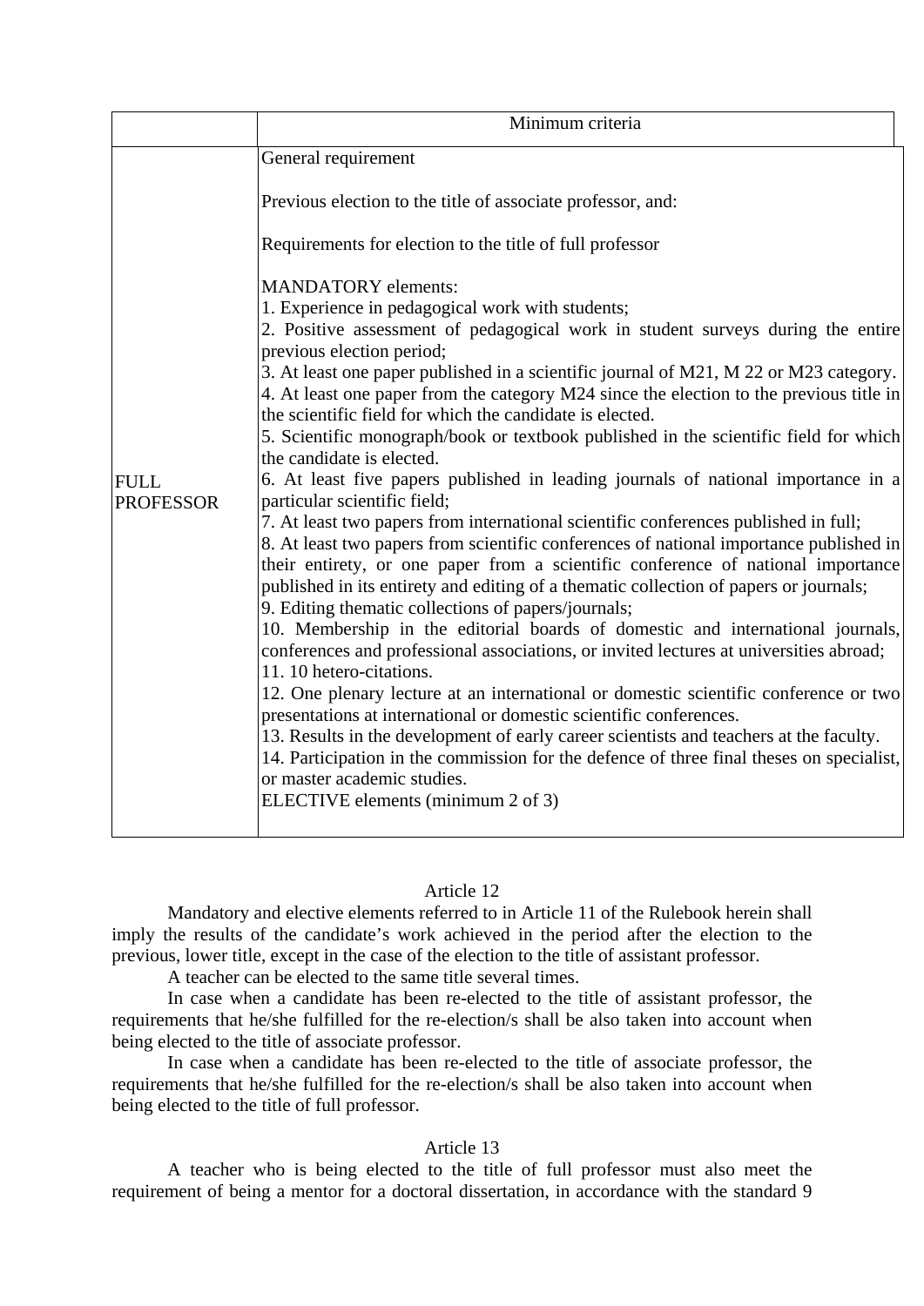| | Minimum criteria |
|---|---|
| FULL PROFESSOR | General requirement<br><br>Previous election to the title of associate professor, and:<br><br>Requirements for election to the title of full professor<br><br>MANDATORY elements:<br>1. Experience in pedagogical work with students;<br>2. Positive assessment of pedagogical work in student surveys during the entire previous election period;<br>3. At least one paper published in a scientific journal of M21, M 22 or M23 category.<br>4. At least one paper from the category M24 since the election to the previous title in the scientific field for which the candidate is elected.<br>5. Scientific monograph/book or textbook published in the scientific field for which the candidate is elected.<br>6. At least five papers published in leading journals of national importance in a particular scientific field;<br>7. At least two papers from international scientific conferences published in full;<br>8. At least two papers from scientific conferences of national importance published in their entirety, or one paper from a scientific conference of national importance published in its entirety and editing of a thematic collection of papers or journals;<br>9. Editing thematic collections of papers/journals;<br>10. Membership in the editorial boards of domestic and international journals, conferences and professional associations, or invited lectures at universities abroad;<br>11. 10 hetero-citations.<br>12. One plenary lecture at an international or domestic scientific conference or two presentations at international or domestic scientific conferences.<br>13. Results in the development of early career scientists and teachers at the faculty.<br>14. Participation in the commission for the defence of three final theses on specialist, or master academic studies.<br>ELECTIVE elements (minimum 2 of 3) |

Article 12

Mandatory and elective elements referred to in Article 11 of the Rulebook herein shall imply the results of the candidate's work achieved in the period after the election to the previous, lower title, except in the case of the election to the title of assistant professor.

A teacher can be elected to the same title several times.

In case when a candidate has been re-elected to the title of assistant professor, the requirements that he/she fulfilled for the re-election/s shall be also taken into account when being elected to the title of associate professor.

In case when a candidate has been re-elected to the title of associate professor, the requirements that he/she fulfilled for the re-election/s shall be also taken into account when being elected to the title of full professor.

Article 13

A teacher who is being elected to the title of full professor must also meet the requirement of being a mentor for a doctoral dissertation, in accordance with the standard 9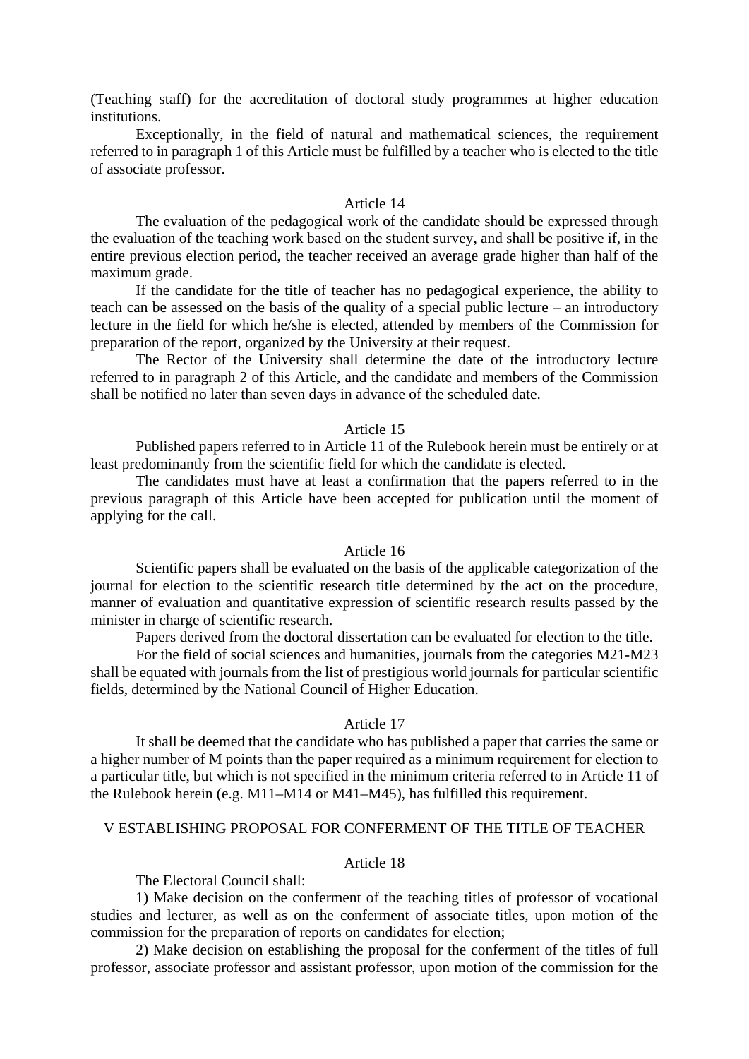(Teaching staff) for the accreditation of doctoral study programmes at higher education institutions.

Exceptionally, in the field of natural and mathematical sciences, the requirement referred to in paragraph 1 of this Article must be fulfilled by a teacher who is elected to the title of associate professor.

### Article 14

The evaluation of the pedagogical work of the candidate should be expressed through the evaluation of the teaching work based on the student survey, and shall be positive if, in the entire previous election period, the teacher received an average grade higher than half of the maximum grade.

If the candidate for the title of teacher has no pedagogical experience, the ability to teach can be assessed on the basis of the quality of a special public lecture – an introductory lecture in the field for which he/she is elected, attended by members of the Commission for preparation of the report, organized by the University at their request.

The Rector of the University shall determine the date of the introductory lecture referred to in paragraph 2 of this Article, and the candidate and members of the Commission shall be notified no later than seven days in advance of the scheduled date.

### Article 15

Published papers referred to in Article 11 of the Rulebook herein must be entirely or at least predominantly from the scientific field for which the candidate is elected.

The candidates must have at least a confirmation that the papers referred to in the previous paragraph of this Article have been accepted for publication until the moment of applying for the call.

### Article 16

Scientific papers shall be evaluated on the basis of the applicable categorization of the journal for election to the scientific research title determined by the act on the procedure, manner of evaluation and quantitative expression of scientific research results passed by the minister in charge of scientific research.

Papers derived from the doctoral dissertation can be evaluated for election to the title.

For the field of social sciences and humanities, journals from the categories M21-M23 shall be equated with journals from the list of prestigious world journals for particular scientific fields, determined by the National Council of Higher Education.

### Article 17

It shall be deemed that the candidate who has published a paper that carries the same or a higher number of M points than the paper required as a minimum requirement for election to a particular title, but which is not specified in the minimum criteria referred to in Article 11 of the Rulebook herein (e.g. M11–M14 or M41–M45), has fulfilled this requirement.

## V ESTABLISHING PROPOSAL FOR CONFERMENT OF THE TITLE OF TEACHER

### Article 18

The Electoral Council shall:

1) Make decision on the conferment of the teaching titles of professor of vocational studies and lecturer, as well as on the conferment of associate titles, upon motion of the commission for the preparation of reports on candidates for election;

2) Make decision on establishing the proposal for the conferment of the titles of full professor, associate professor and assistant professor, upon motion of the commission for the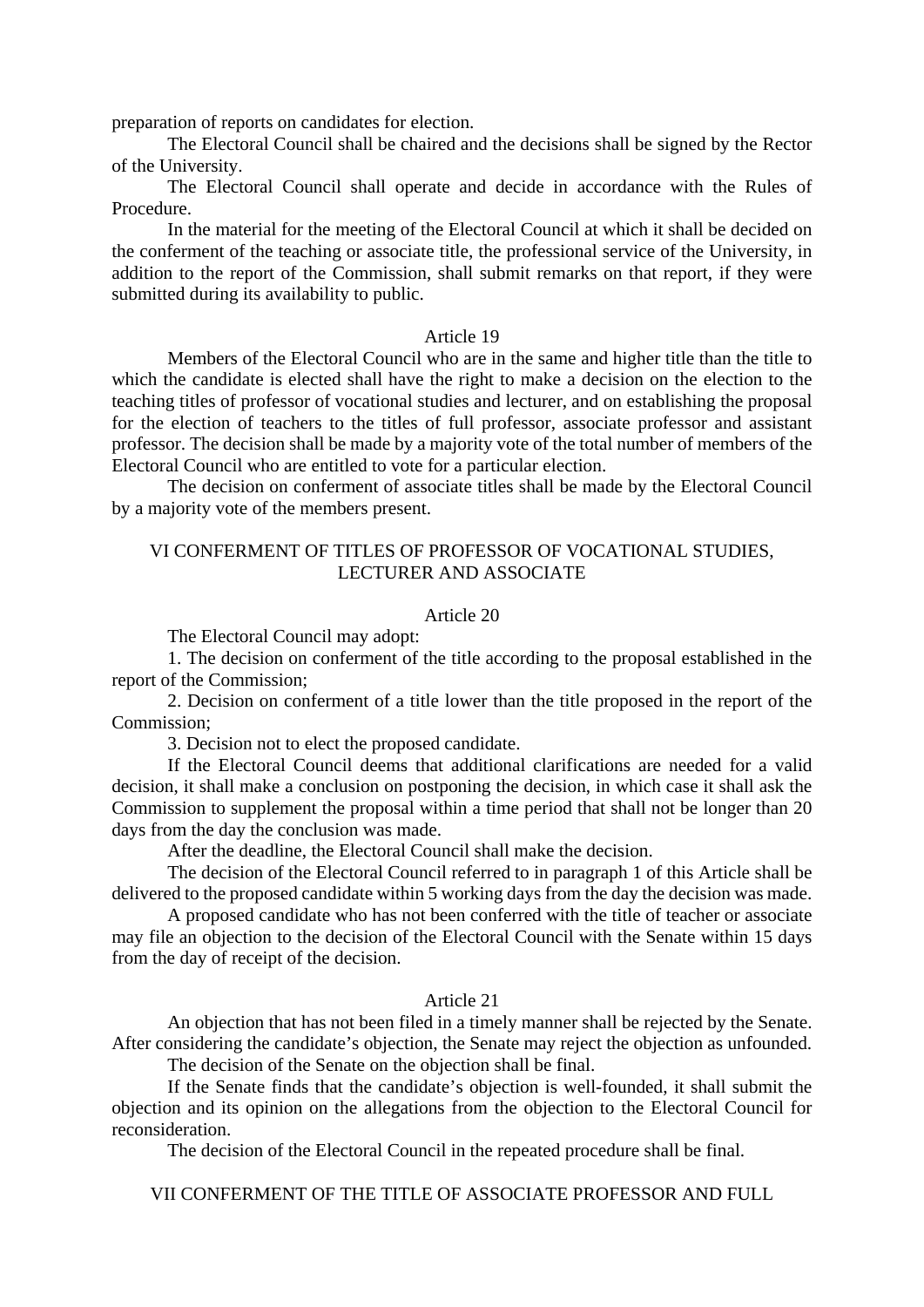preparation of reports on candidates for election.

The Electoral Council shall be chaired and the decisions shall be signed by the Rector of the University.

The Electoral Council shall operate and decide in accordance with the Rules of Procedure.

In the material for the meeting of the Electoral Council at which it shall be decided on the conferment of the teaching or associate title, the professional service of the University, in addition to the report of the Commission, shall submit remarks on that report, if they were submitted during its availability to public.

Article 19

Members of the Electoral Council who are in the same and higher title than the title to which the candidate is elected shall have the right to make a decision on the election to the teaching titles of professor of vocational studies and lecturer, and on establishing the proposal for the election of teachers to the titles of full professor, associate professor and assistant professor. The decision shall be made by a majority vote of the total number of members of the Electoral Council who are entitled to vote for a particular election.

The decision on conferment of associate titles shall be made by the Electoral Council by a majority vote of the members present.

## VI CONFERMENT OF TITLES OF PROFESSOR OF VOCATIONAL STUDIES, LECTURER AND ASSOCIATE

Article 20

The Electoral Council may adopt:

1. The decision on conferment of the title according to the proposal established in the report of the Commission;

2. Decision on conferment of a title lower than the title proposed in the report of the Commission;

3. Decision not to elect the proposed candidate.

If the Electoral Council deems that additional clarifications are needed for a valid decision, it shall make a conclusion on postponing the decision, in which case it shall ask the Commission to supplement the proposal within a time period that shall not be longer than 20 days from the day the conclusion was made.

After the deadline, the Electoral Council shall make the decision.

The decision of the Electoral Council referred to in paragraph 1 of this Article shall be delivered to the proposed candidate within 5 working days from the day the decision was made.

A proposed candidate who has not been conferred with the title of teacher or associate may file an objection to the decision of the Electoral Council with the Senate within 15 days from the day of receipt of the decision.

Article 21

An objection that has not been filed in a timely manner shall be rejected by the Senate. After considering the candidate's objection, the Senate may reject the objection as unfounded.

The decision of the Senate on the objection shall be final.

If the Senate finds that the candidate's objection is well-founded, it shall submit the objection and its opinion on the allegations from the objection to the Electoral Council for reconsideration.

The decision of the Electoral Council in the repeated procedure shall be final.

## VII CONFERMENT OF THE TITLE OF ASSOCIATE PROFESSOR AND FULL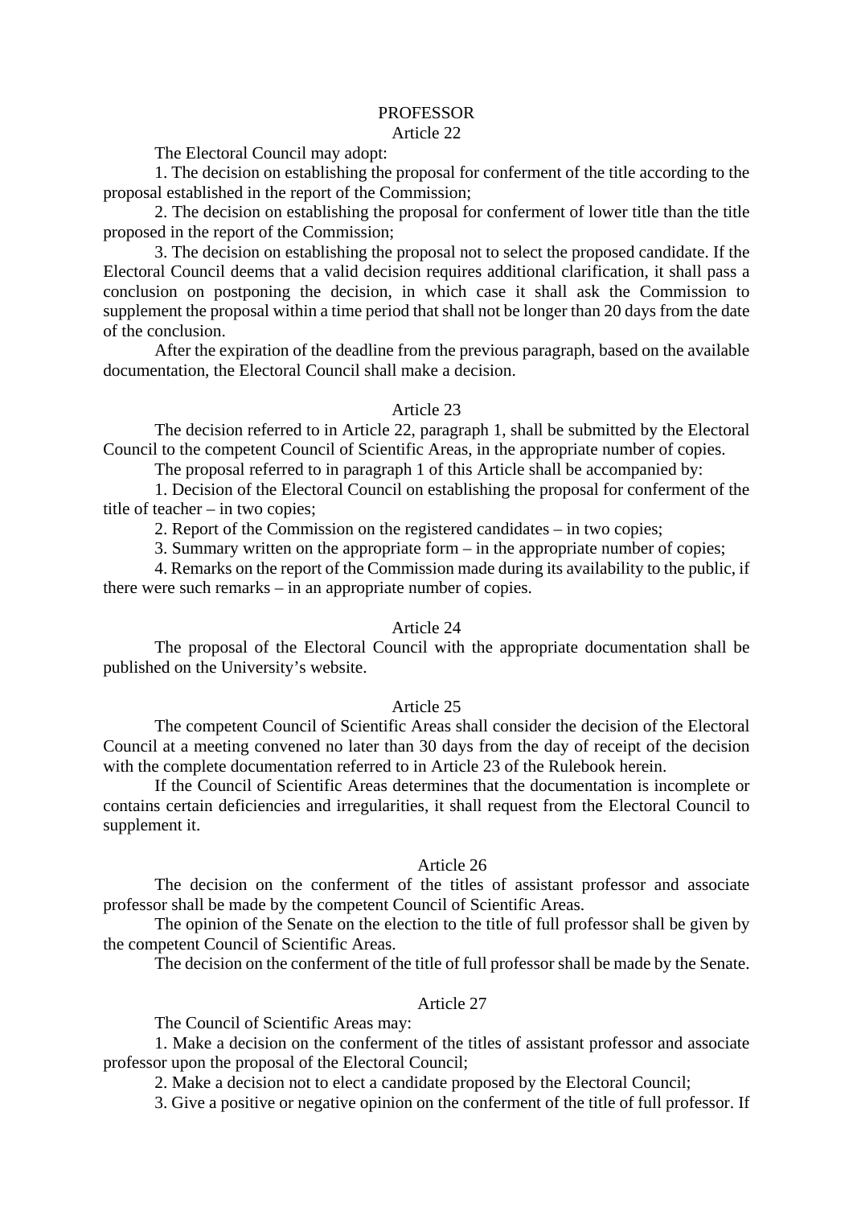## PROFESSOR

### Article 22

The Electoral Council may adopt:

1. The decision on establishing the proposal for conferment of the title according to the proposal established in the report of the Commission;

2. The decision on establishing the proposal for conferment of lower title than the title proposed in the report of the Commission;

3. The decision on establishing the proposal not to select the proposed candidate. If the Electoral Council deems that a valid decision requires additional clarification, it shall pass a conclusion on postponing the decision, in which case it shall ask the Commission to supplement the proposal within a time period that shall not be longer than 20 days from the date of the conclusion.

After the expiration of the deadline from the previous paragraph, based on the available documentation, the Electoral Council shall make a decision.

### Article 23

The decision referred to in Article 22, paragraph 1, shall be submitted by the Electoral Council to the competent Council of Scientific Areas, in the appropriate number of copies.

The proposal referred to in paragraph 1 of this Article shall be accompanied by:

1. Decision of the Electoral Council on establishing the proposal for conferment of the title of teacher – in two copies;

2. Report of the Commission on the registered candidates – in two copies;

3. Summary written on the appropriate form – in the appropriate number of copies;

4. Remarks on the report of the Commission made during its availability to the public, if there were such remarks – in an appropriate number of copies.

### Article 24

The proposal of the Electoral Council with the appropriate documentation shall be published on the University's website.

### Article 25

The competent Council of Scientific Areas shall consider the decision of the Electoral Council at a meeting convened no later than 30 days from the day of receipt of the decision with the complete documentation referred to in Article 23 of the Rulebook herein.

If the Council of Scientific Areas determines that the documentation is incomplete or contains certain deficiencies and irregularities, it shall request from the Electoral Council to supplement it.

### Article 26

The decision on the conferment of the titles of assistant professor and associate professor shall be made by the competent Council of Scientific Areas.

The opinion of the Senate on the election to the title of full professor shall be given by the competent Council of Scientific Areas.

The decision on the conferment of the title of full professor shall be made by the Senate.

### Article 27

The Council of Scientific Areas may:

1. Make a decision on the conferment of the titles of assistant professor and associate professor upon the proposal of the Electoral Council;

2. Make a decision not to elect a candidate proposed by the Electoral Council;

3. Give a positive or negative opinion on the conferment of the title of full professor. If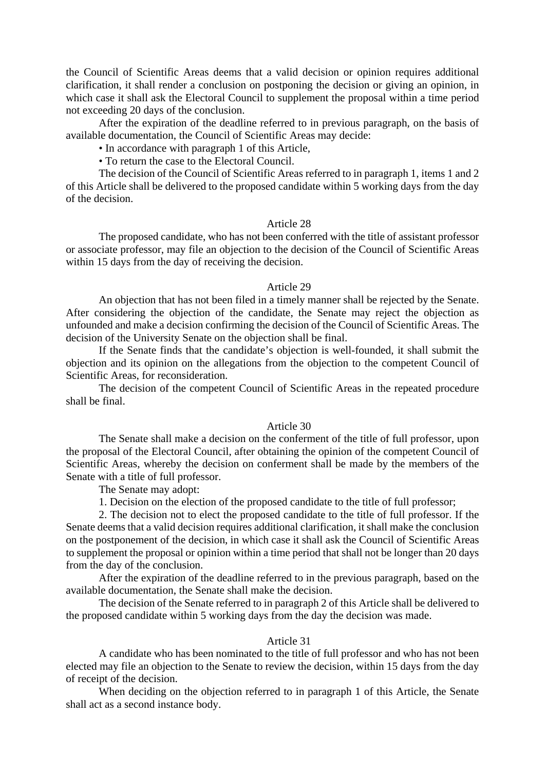the Council of Scientific Areas deems that a valid decision or opinion requires additional clarification, it shall render a conclusion on postponing the decision or giving an opinion, in which case it shall ask the Electoral Council to supplement the proposal within a time period not exceeding 20 days of the conclusion.

After the expiration of the deadline referred to in previous paragraph, on the basis of available documentation, the Council of Scientific Areas may decide:

- In accordance with paragraph 1 of this Article,
- To return the case to the Electoral Council.

The decision of the Council of Scientific Areas referred to in paragraph 1, items 1 and 2 of this Article shall be delivered to the proposed candidate within 5 working days from the day of the decision.

### Article 28

The proposed candidate, who has not been conferred with the title of assistant professor or associate professor, may file an objection to the decision of the Council of Scientific Areas within 15 days from the day of receiving the decision.

### Article 29

An objection that has not been filed in a timely manner shall be rejected by the Senate. After considering the objection of the candidate, the Senate may reject the objection as unfounded and make a decision confirming the decision of the Council of Scientific Areas. The decision of the University Senate on the objection shall be final.

If the Senate finds that the candidate's objection is well-founded, it shall submit the objection and its opinion on the allegations from the objection to the competent Council of Scientific Areas, for reconsideration.

The decision of the competent Council of Scientific Areas in the repeated procedure shall be final.

### Article 30

The Senate shall make a decision on the conferment of the title of full professor, upon the proposal of the Electoral Council, after obtaining the opinion of the competent Council of Scientific Areas, whereby the decision on conferment shall be made by the members of the Senate with a title of full professor.

The Senate may adopt:

1. Decision on the election of the proposed candidate to the title of full professor;
2. The decision not to elect the proposed candidate to the title of full professor. If the Senate deems that a valid decision requires additional clarification, it shall make the conclusion on the postponement of the decision, in which case it shall ask the Council of Scientific Areas to supplement the proposal or opinion within a time period that shall not be longer than 20 days from the day of the conclusion.

After the expiration of the deadline referred to in the previous paragraph, based on the available documentation, the Senate shall make the decision.

The decision of the Senate referred to in paragraph 2 of this Article shall be delivered to the proposed candidate within 5 working days from the day the decision was made.

### Article 31

A candidate who has been nominated to the title of full professor and who has not been elected may file an objection to the Senate to review the decision, within 15 days from the day of receipt of the decision.

When deciding on the objection referred to in paragraph 1 of this Article, the Senate shall act as a second instance body.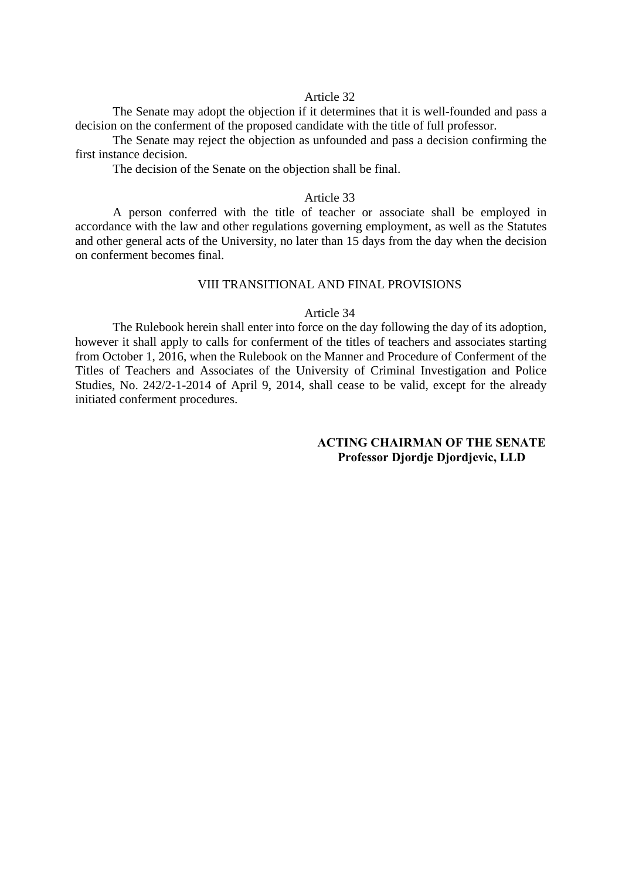### Article 32

The Senate may adopt the objection if it determines that it is well-founded and pass a decision on the conferment of the proposed candidate with the title of full professor.

The Senate may reject the objection as unfounded and pass a decision confirming the first instance decision.

The decision of the Senate on the objection shall be final.

### Article 33

A person conferred with the title of teacher or associate shall be employed in accordance with the law and other regulations governing employment, as well as the Statutes and other general acts of the University, no later than 15 days from the day when the decision on conferment becomes final.

## VIII TRANSITIONAL AND FINAL PROVISIONS

### Article 34

The Rulebook herein shall enter into force on the day following the day of its adoption, however it shall apply to calls for conferment of the titles of teachers and associates starting from October 1, 2016, when the Rulebook on the Manner and Procedure of Conferment of the Titles of Teachers and Associates of the University of Criminal Investigation and Police Studies, No. 242/2-1-2014 of April 9, 2014, shall cease to be valid, except for the already initiated conferment procedures.

**ACTING CHAIRMAN OF THE SENATE**
**Professor Djordje Djordjevic, LLD**